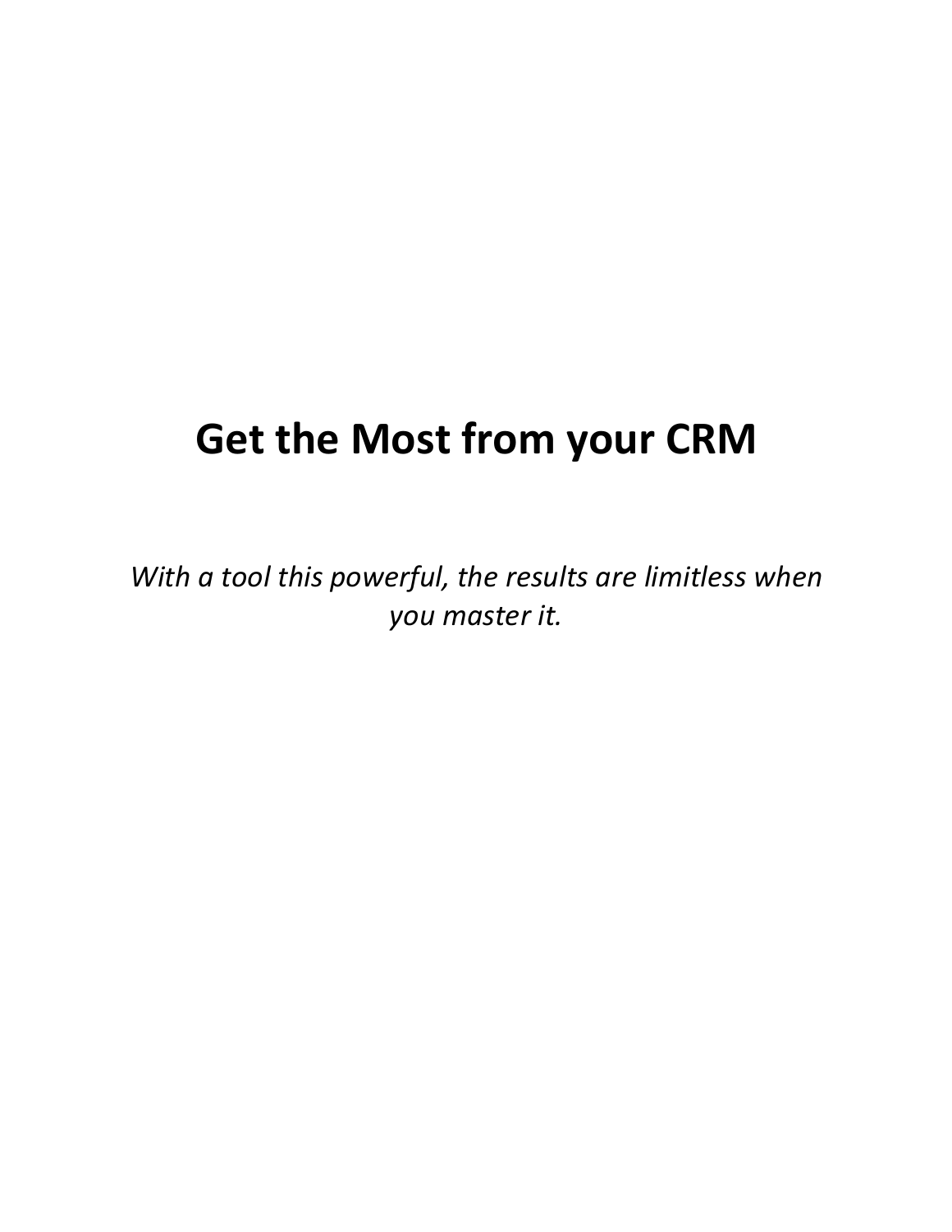# Get the Most from your CRM

*With a tool this powerful, the results are limitless when you master it.*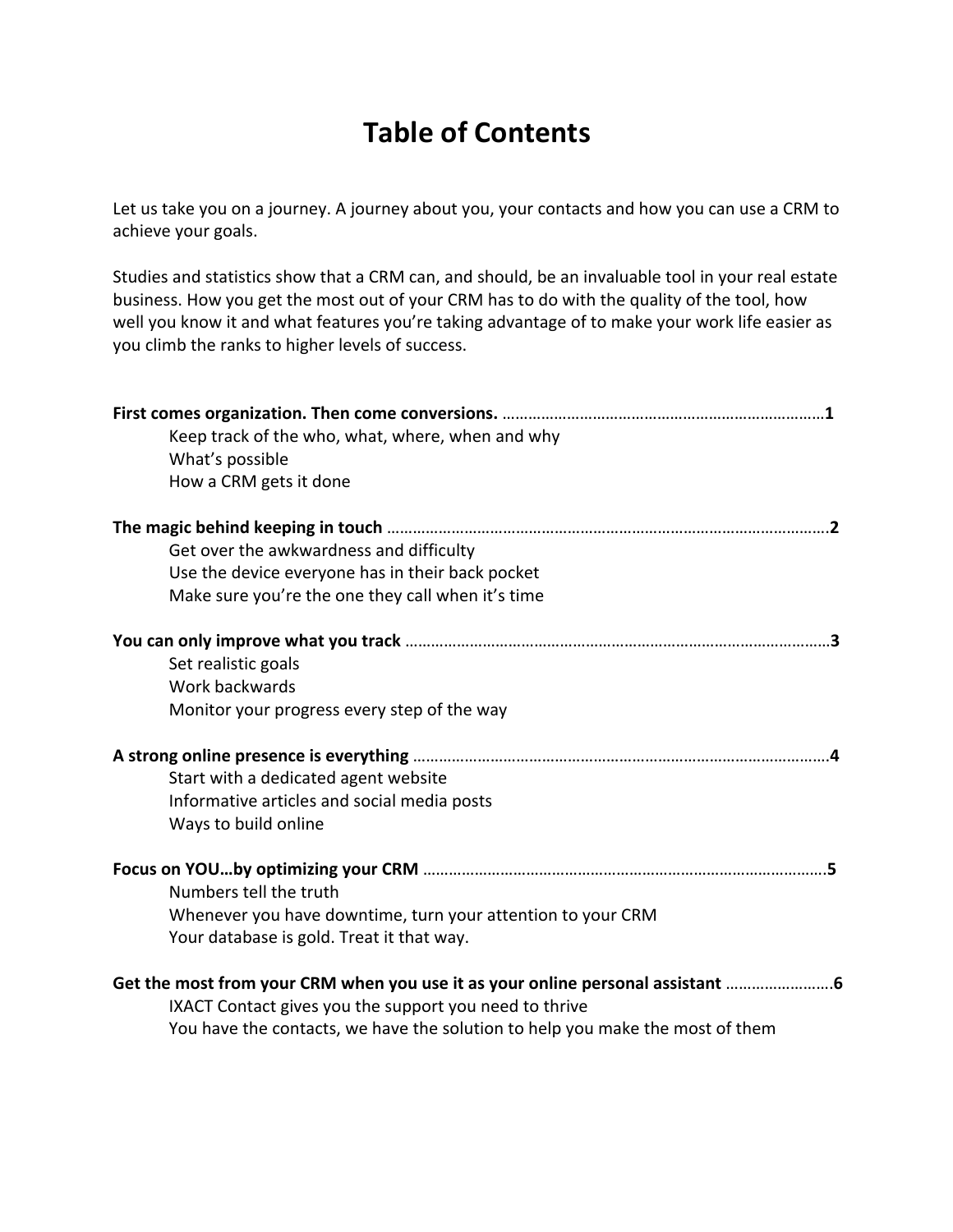# Table of Contents

Let us take you on a journey. A journey about you, your contacts and how you can use a CRM to achieve your goals.

Studies and statistics show that a CRM can, and should, be an invaluable tool in your real estate business. How you get the most out of your CRM has to do with the quality of the tool, how well you know it and what features you're taking advantage of to make your work life easier as you climb the ranks to higher levels of success.

**First comes organization. Then come conversions.** ……………………………………………………………………**1**

- Keep track of the who, what, where, when and why
- What's possible
- How a CRM gets it done

**The magic behind keeping in touch** ……………………………………………………………………………………….**2**

- Get over the awkwardness and difficulty
- Use the device everyone has in their back pocket
- Make sure you're the one they call when it's time

**You can only improve what you track** ……………………………………………………………………………………**3**

- Set realistic goals
- Work backwards
- Monitor your progress every step of the way

**A strong online presence is everything** …………………………………………………………………………………….**4**

- Start with a dedicated agent website
- Informative articles and social media posts
- Ways to build online

**Focus on YOU…by optimizing your CRM** ………………………………………………………………………………….**5**

- Numbers tell the truth
- Whenever you have downtime, turn your attention to your CRM
- Your database is gold. Treat it that way.

**Get the most from your CRM when you use it as your online personal assistant** …………………….**6**

- IXACT Contact gives you the support you need to thrive
- You have the contacts, we have the solution to help you make the most of them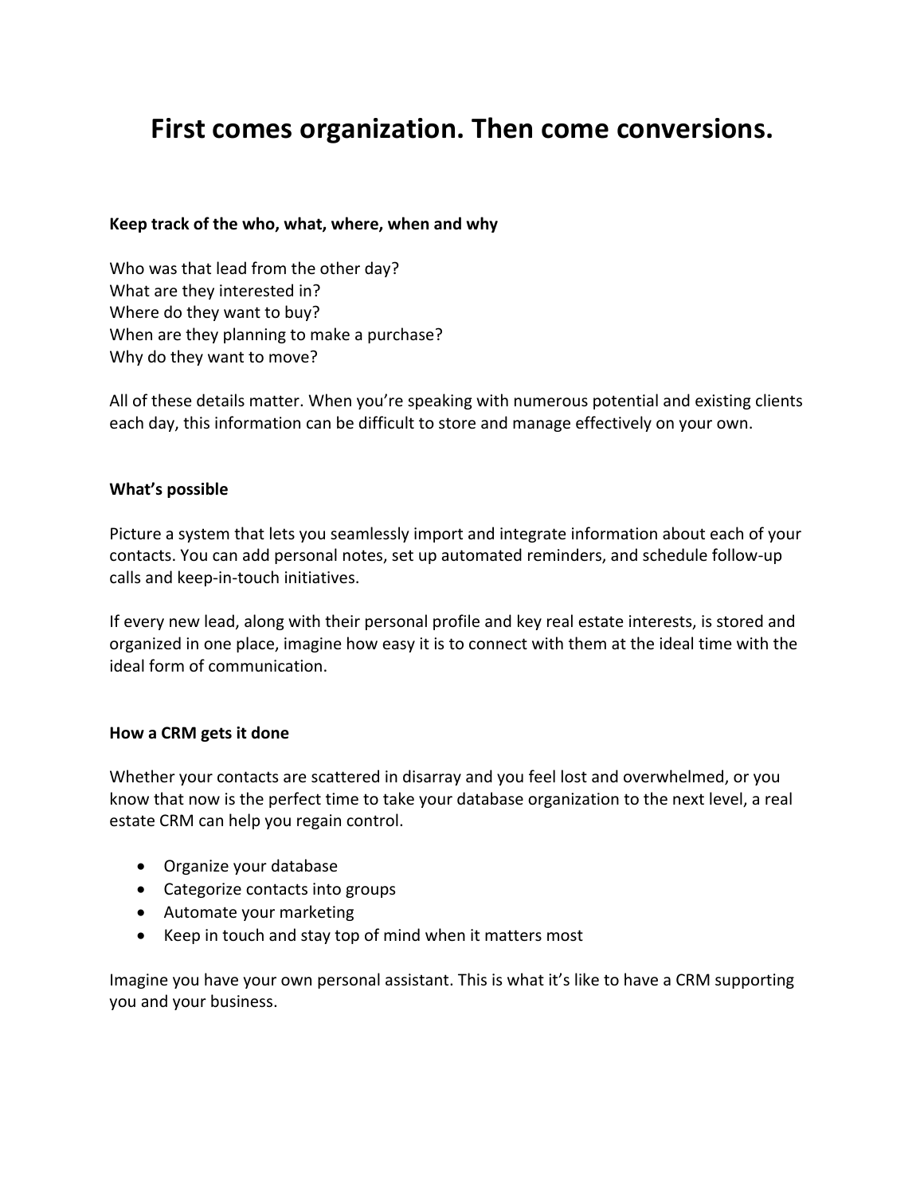# First comes organization. Then come conversions.

**Keep track of the who, what, where, when and why**

Who was that lead from the other day?
What are they interested in?
Where do they want to buy?
When are they planning to make a purchase?
Why do they want to move?

All of these details matter. When you're speaking with numerous potential and existing clients each day, this information can be difficult to store and manage effectively on your own.

**What's possible**

Picture a system that lets you seamlessly import and integrate information about each of your contacts. You can add personal notes, set up automated reminders, and schedule follow-up calls and keep-in-touch initiatives.

If every new lead, along with their personal profile and key real estate interests, is stored and organized in one place, imagine how easy it is to connect with them at the ideal time with the ideal form of communication.

**How a CRM gets it done**

Whether your contacts are scattered in disarray and you feel lost and overwhelmed, or you know that now is the perfect time to take your database organization to the next level, a real estate CRM can help you regain control.

- Organize your database
- Categorize contacts into groups
- Automate your marketing
- Keep in touch and stay top of mind when it matters most

Imagine you have your own personal assistant. This is what it's like to have a CRM supporting you and your business.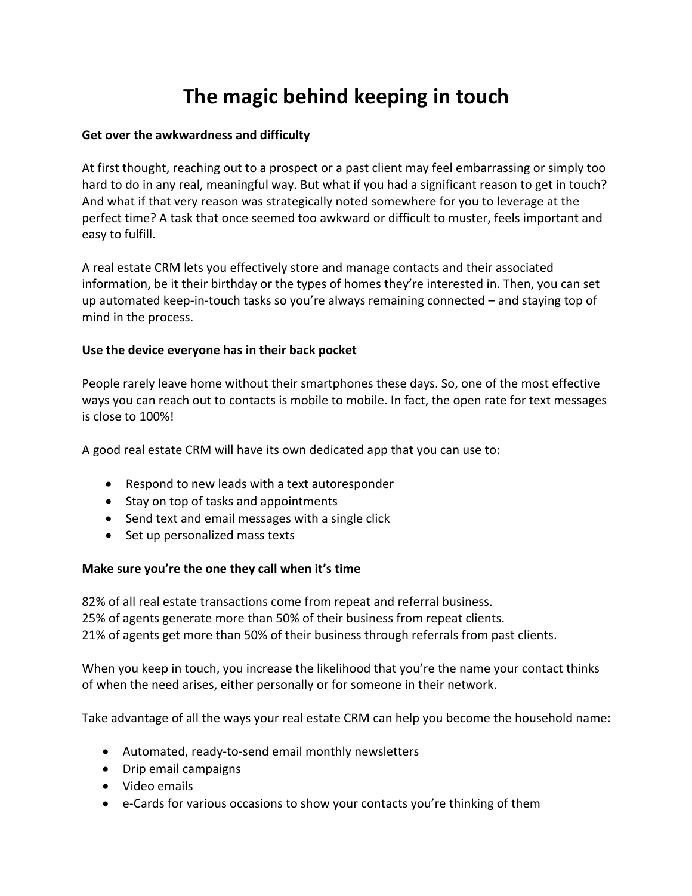# The magic behind keeping in touch

**Get over the awkwardness and difficulty**

At first thought, reaching out to a prospect or a past client may feel embarrassing or simply too hard to do in any real, meaningful way. But what if you had a significant reason to get in touch? And what if that very reason was strategically noted somewhere for you to leverage at the perfect time? A task that once seemed too awkward or difficult to muster, feels important and easy to fulfill.

A real estate CRM lets you effectively store and manage contacts and their associated information, be it their birthday or the types of homes they're interested in. Then, you can set up automated keep-in-touch tasks so you're always remaining connected – and staying top of mind in the process.

**Use the device everyone has in their back pocket**

People rarely leave home without their smartphones these days. So, one of the most effective ways you can reach out to contacts is mobile to mobile. In fact, the open rate for text messages is close to 100%!

A good real estate CRM will have its own dedicated app that you can use to:

- Respond to new leads with a text autoresponder
- Stay on top of tasks and appointments
- Send text and email messages with a single click
- Set up personalized mass texts

**Make sure you're the one they call when it's time**

82% of all real estate transactions come from repeat and referral business.
25% of agents generate more than 50% of their business from repeat clients.
21% of agents get more than 50% of their business through referrals from past clients.

When you keep in touch, you increase the likelihood that you're the name your contact thinks of when the need arises, either personally or for someone in their network.

Take advantage of all the ways your real estate CRM can help you become the household name:

- Automated, ready-to-send email monthly newsletters
- Drip email campaigns
- Video emails
- e-Cards for various occasions to show your contacts you're thinking of them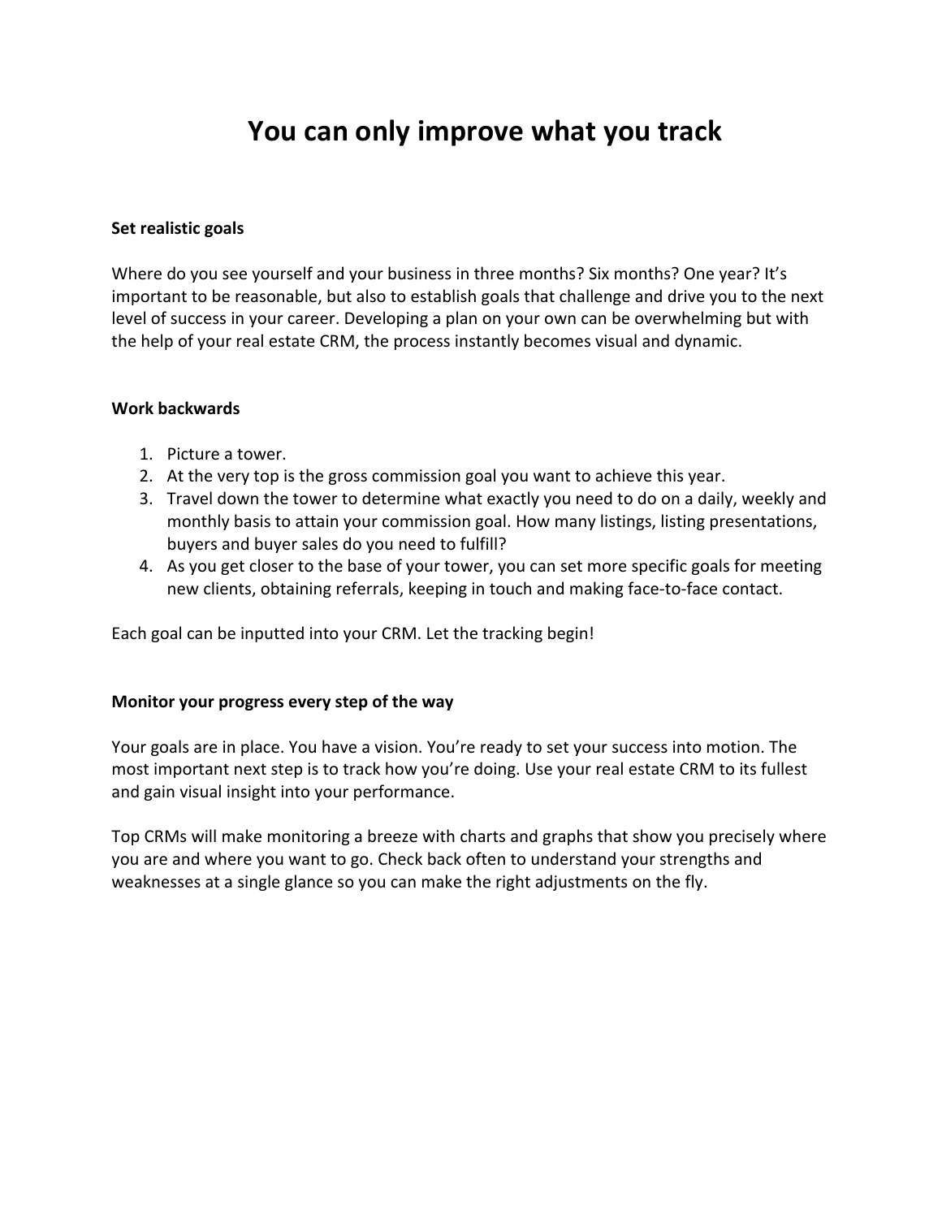# You can only improve what you track

**Set realistic goals**

Where do you see yourself and your business in three months? Six months? One year? It's important to be reasonable, but also to establish goals that challenge and drive you to the next level of success in your career. Developing a plan on your own can be overwhelming but with the help of your real estate CRM, the process instantly becomes visual and dynamic.

**Work backwards**

1. Picture a tower.
2. At the very top is the gross commission goal you want to achieve this year.
3. Travel down the tower to determine what exactly you need to do on a daily, weekly and monthly basis to attain your commission goal. How many listings, listing presentations, buyers and buyer sales do you need to fulfill?
4. As you get closer to the base of your tower, you can set more specific goals for meeting new clients, obtaining referrals, keeping in touch and making face-to-face contact.

Each goal can be inputted into your CRM. Let the tracking begin!

**Monitor your progress every step of the way**

Your goals are in place. You have a vision. You're ready to set your success into motion. The most important next step is to track how you're doing. Use your real estate CRM to its fullest and gain visual insight into your performance.

Top CRMs will make monitoring a breeze with charts and graphs that show you precisely where you are and where you want to go. Check back often to understand your strengths and weaknesses at a single glance so you can make the right adjustments on the fly.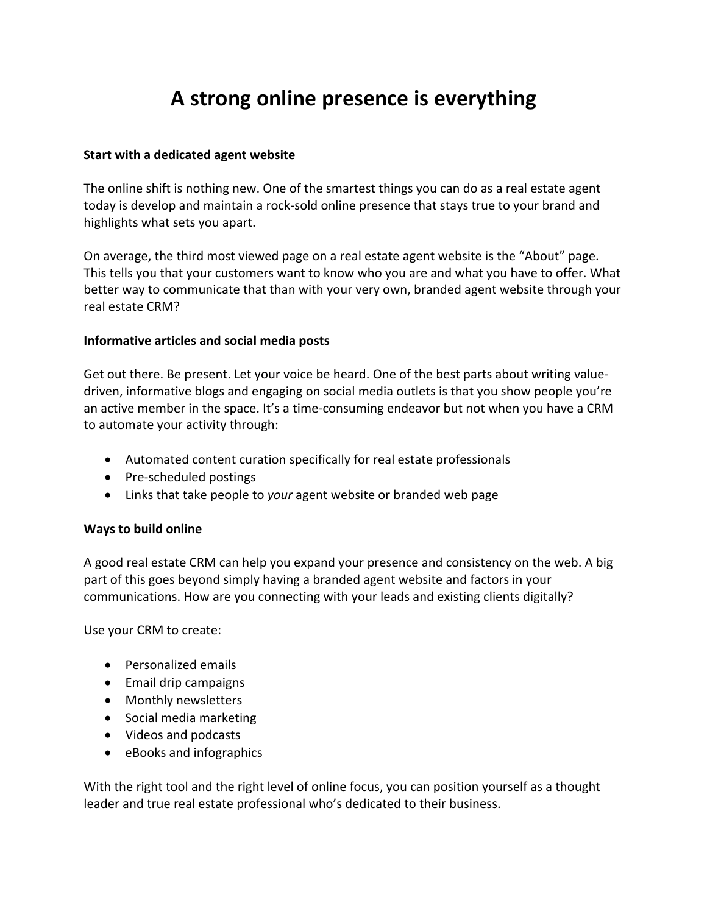# A strong online presence is everything

**Start with a dedicated agent website**

The online shift is nothing new. One of the smartest things you can do as a real estate agent today is develop and maintain a rock-sold online presence that stays true to your brand and highlights what sets you apart.

On average, the third most viewed page on a real estate agent website is the "About" page. This tells you that your customers want to know who you are and what you have to offer. What better way to communicate that than with your very own, branded agent website through your real estate CRM?

**Informative articles and social media posts**

Get out there. Be present. Let your voice be heard. One of the best parts about writing value-driven, informative blogs and engaging on social media outlets is that you show people you're an active member in the space. It's a time-consuming endeavor but not when you have a CRM to automate your activity through:

- Automated content curation specifically for real estate professionals
- Pre-scheduled postings
- Links that take people to *your* agent website or branded web page

**Ways to build online**

A good real estate CRM can help you expand your presence and consistency on the web. A big part of this goes beyond simply having a branded agent website and factors in your communications. How are you connecting with your leads and existing clients digitally?

Use your CRM to create:

- Personalized emails
- Email drip campaigns
- Monthly newsletters
- Social media marketing
- Videos and podcasts
- eBooks and infographics

With the right tool and the right level of online focus, you can position yourself as a thought leader and true real estate professional who's dedicated to their business.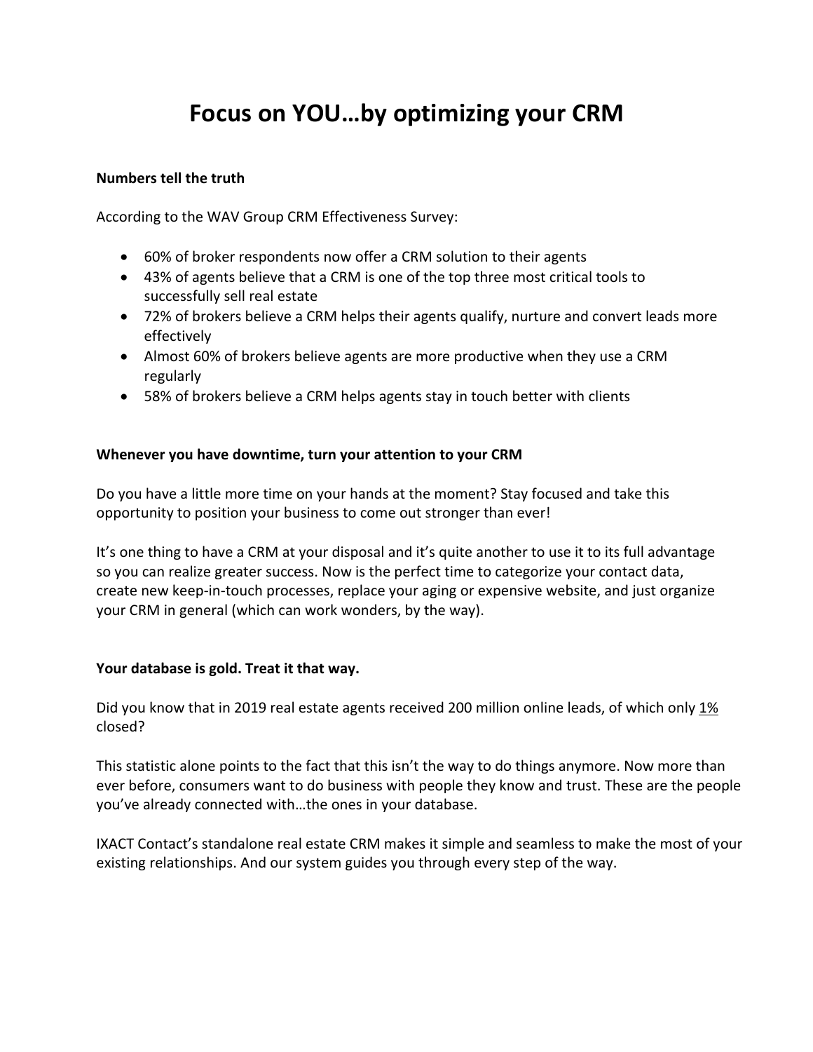# Focus on YOU…by optimizing your CRM

**Numbers tell the truth**

According to the WAV Group CRM Effectiveness Survey:

- 60% of broker respondents now offer a CRM solution to their agents
- 43% of agents believe that a CRM is one of the top three most critical tools to successfully sell real estate
- 72% of brokers believe a CRM helps their agents qualify, nurture and convert leads more effectively
- Almost 60% of brokers believe agents are more productive when they use a CRM regularly
- 58% of brokers believe a CRM helps agents stay in touch better with clients

**Whenever you have downtime, turn your attention to your CRM**

Do you have a little more time on your hands at the moment? Stay focused and take this opportunity to position your business to come out stronger than ever!

It's one thing to have a CRM at your disposal and it's quite another to use it to its full advantage so you can realize greater success. Now is the perfect time to categorize your contact data, create new keep-in-touch processes, replace your aging or expensive website, and just organize your CRM in general (which can work wonders, by the way).

**Your database is gold. Treat it that way.**

Did you know that in 2019 real estate agents received 200 million online leads, of which only 1% closed?

This statistic alone points to the fact that this isn't the way to do things anymore. Now more than ever before, consumers want to do business with people they know and trust. These are the people you've already connected with…the ones in your database.

IXACT Contact's standalone real estate CRM makes it simple and seamless to make the most of your existing relationships. And our system guides you through every step of the way.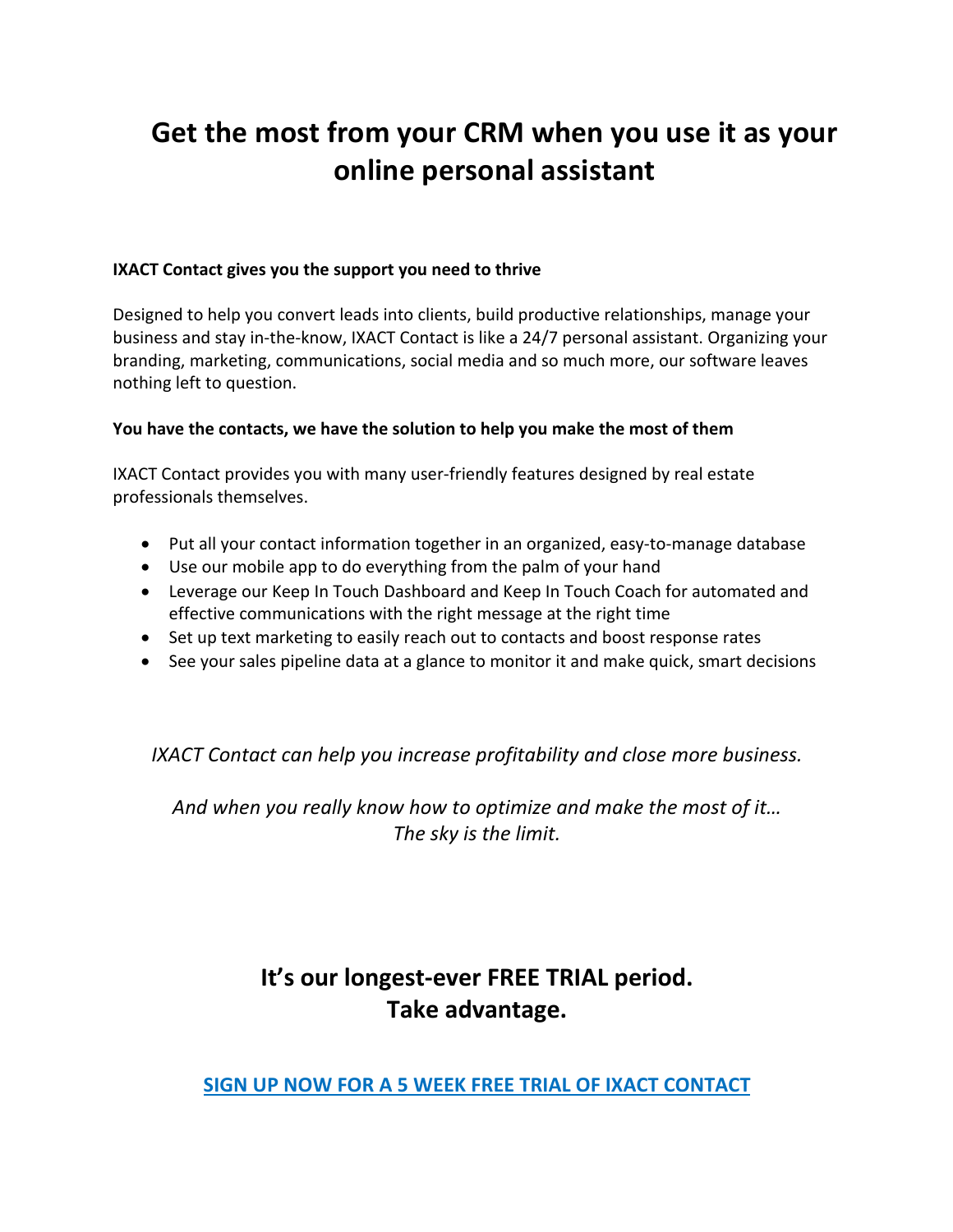# Get the most from your CRM when you use it as your online personal assistant

**IXACT Contact gives you the support you need to thrive**

Designed to help you convert leads into clients, build productive relationships, manage your business and stay in-the-know, IXACT Contact is like a 24/7 personal assistant. Organizing your branding, marketing, communications, social media and so much more, our software leaves nothing left to question.

**You have the contacts, we have the solution to help you make the most of them**

IXACT Contact provides you with many user-friendly features designed by real estate professionals themselves.

- Put all your contact information together in an organized, easy-to-manage database
- Use our mobile app to do everything from the palm of your hand
- Leverage our Keep In Touch Dashboard and Keep In Touch Coach for automated and effective communications with the right message at the right time
- Set up text marketing to easily reach out to contacts and boost response rates
- See your sales pipeline data at a glance to monitor it and make quick, smart decisions

*IXACT Contact can help you increase profitability and close more business.*

*And when you really know how to optimize and make the most of it… The sky is the limit.*

## It's our longest-ever FREE TRIAL period. Take advantage.

**SIGN UP NOW FOR A 5 WEEK FREE TRIAL OF IXACT CONTACT**